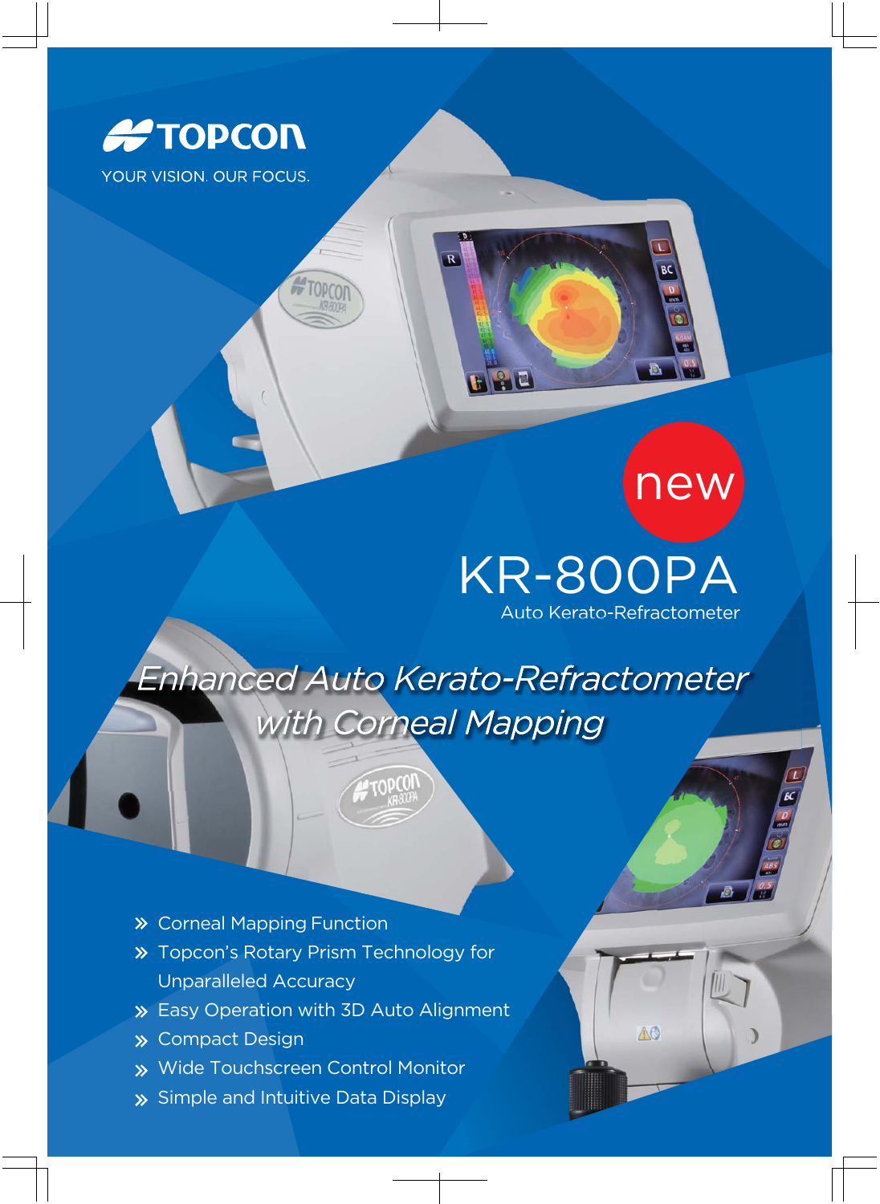TOPCON

YOUR VISION. OUR FOCUS.

new

# KR-800PA

Auto Kerato-Refractometer

## *Enhanced Auto Kerato-Refractometer with Corneal Mapping*

- Corneal Mapping Function
- Topcon's Rotary Prism Technology for Unparalleled Accuracy
- Easy Operation with 3D Auto Alignment
- Compact Design
- Wide Touchscreen Control Monitor
- Simple and Intuitive Data Display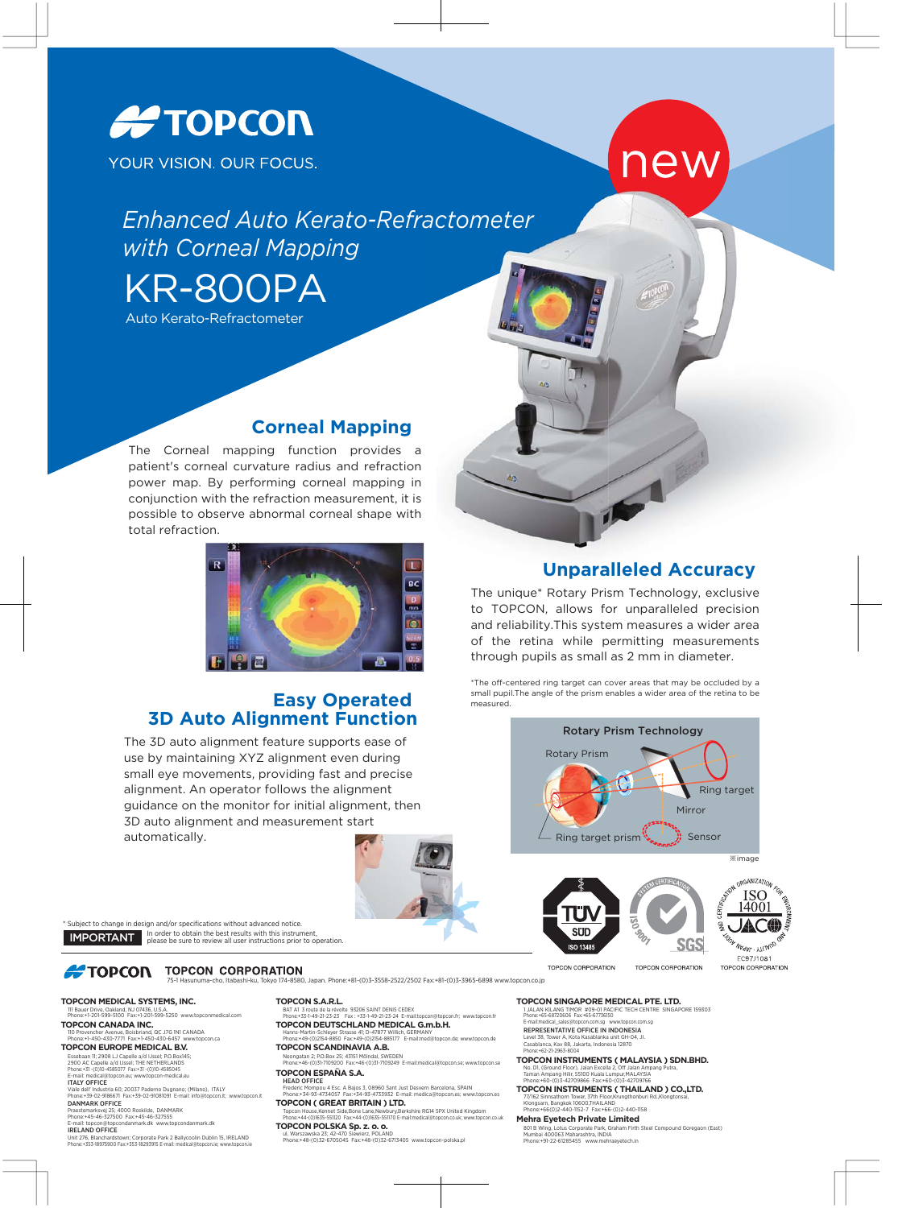# TOPCON

YOUR VISION. OUR FOCUS.

new

*Enhanced Auto Kerato-Refractometer with Corneal Mapping*

# KR-800PA

Auto Kerato-Refractometer

## Corneal Mapping

The Corneal mapping function provides a patient's corneal curvature radius and refraction power map. By performing corneal mapping in conjunction with the refraction measurement, it is possible to observe abnormal corneal shape with total refraction.

## Easy Operated 3D Auto Alignment Function

The 3D auto alignment feature supports ease of use by maintaining XYZ alignment even during small eye movements, providing fast and precise alignment. An operator follows the alignment guidance on the monitor for initial alignment, then 3D auto alignment and measurement start automatically.

## Unparalleled Accuracy

The unique* Rotary Prism Technology, exclusive to TOPCON, allows for unparalleled precision and reliability.This system measures a wider area of the retina while permitting measurements through pupils as small as 2 mm in diameter.

*The off-centered ring target can cover areas that may be occluded by a small pupil.The angle of the prism enables a wider area of the retina to be measured.

Rotary Prism Technology

Rotary Prism

Ring target

Mirror

Ring target prism

Sensor

※image

TOPCON CORPORATION TOPCON CORPORATION TOPCON CORPORATION

* Subject to change in design and/or specifications without advanced notice.

**IMPORTANT** In order to obtain the best results with this instrument, please be sure to review all user instructions prior to operation.

**TOPCON CORPORATION**
75-1 Hasunuma-cho, Itabashi-ku, Tokyo 174-8580, Japan. Phone:+81-(0)3-3558-2522/2502 Fax:+81-(0)3-3965-6898 www.topcon.co.jp

**TOPCON MEDICAL SYSTEMS, INC.**
111 Bauer Drive, Oakland, NJ 07436, U.S.A.
Phone:+1-201-599-5100 Fax:+1-201-599-5250 www.topconmedical.com

**TOPCON CANADA INC.**
110 Provencher Avenue, Boisbriand, QC J7G 1N1 CANADA
Phone:+1-450-430-7771 Fax:+1-450-430-6457 www.topcon.ca

**TOPCON EUROPE MEDICAL B.V.**
Essebaan 11; 2908 LJ Capelle a/d IJssel; P.O.Box145; 2900 AC Capelle a/d IJssel; THE NETHERLANDS
Phone:+31-(0)10-4585077 Fax:+31-(0)10-4585045
E-mail: medical@topcon.eu; www.topcon-medical.eu

**ITALY OFFICE**
Viale dell' Industria 60; 20037 Paderno Dugnano; (Milano), ITALY
Phone:+39-02-9186671 Fax:+39-02-91081091 E-mail: info@topcon.it; www.topcon.it

**DANMARK OFFICE**
Praestemarksvej 25; 4000 Roskilde, DANMARK
Phone:+45-46-327500 Fax:+45-46-327555
E-mail: topcon@topcondanmark.dk www.topcondanmark.dk

**IRELAND OFFICE**
Unit 276, Blanchardstown; Corporate Park 2 Ballycoolin Dublin 15, IRELAND
Phone:+353-18975900 Fax:+353-18293915 E-mail: medical@topcon.ie; www.topcon.ie

**TOPCON S.A.R.L.**
BAT A1 3 route de la révolte 93206 SAINT DENIS CEDEX
Phone:+33-1-49-21-23-23 Fax:+33-1-49-21-23-24 E-mail:topcon@topcon.fr; www.topcon.fr

**TOPCON DEUTSCHLAND MEDICAL G.m.b.H.**
Hanns-Martin-Schleyer Strasse 41; D-47877 Willich, GERMANY
Phone:+49-(0)2154-8850 Fax:+49-(0)2154-885177 E-mail:med@topcon.de; www.topcon.de

**TOPCON SCANDINAVIA A.B.**
Neongatan 2; P.O.Box 25; 43151 Mölndal, SWEDEN
Phone:+46-(0)31-7109200 Fax:+46-(0)31-7109249 E-mail:medical@topcon.se; www.topcon.se

**TOPCON ESPAÑA S.A.**
**HEAD OFFICE**
Frederic Mompou 4 Esc. A Bajos 3, 08960 Sant Just Desvern Barcelona, SPAIN
Phone:+34-93-4734057 Fax:+34-93-4733932 E-mail: medica@topcon.es; www.topcon.es

**TOPCON ( GREAT BRITAIN ) LTD.**
Topcon House,Kennet Side,Bone Lane,Newbury,Berkshire RG14 5PX United Kingdom
Phone:+44-(0)1635-551120 Fax:+44-(0)1635-551170 E-mail:medical@topcon.co.uk; www.topcon.co.uk

**TOPCON POLSKA Sp. z. o. o.**
ul. Warszawska 23; 42-470 Siewierz, POLAND
Phone:+48-(0)32-6705045 Fax:+48-(0)32-6713405 www.topcon-polska.pl

**TOPCON SINGAPORE MEDICAL PTE. LTD.**
1 JALAN KILANG TIMOR #09-01 PACIFIC TECH CENTRE SINGAPORE 159303
Phone:+65-68720606 Fax:+65-67736150
E-mail:medical_sales@topcon.com.sg www.topcon.com.sg

**REPRESENTATIVE OFFICE IN INDONESIA**
Level 38, Tower A, Kota Kasablanka unit GH-04, Jl. Casablanca, Kav 88, Jakarta, Indonesia 12870
Phone:+62-21-2963-8004

**TOPCON INSTRUMENTS ( MALAYSIA ) SDN.BHD.**
No. D1, (Ground Floor), Jalan Excella 2, Off Jalan Ampang Putra, Taman Ampang Hilir, 55100 Kuala Lumpur,MALAYSIA
Phone:+60-(0)3-42709866 Fax:+60-(0)3-42709766

**TOPCON INSTRUMENTS ( THAILAND ) CO.,LTD.**
77/162 Sinnsathorn Tower, 37th Floor,Krungthonburi Rd.,Klongtonsai, Klongsarn, Bangkok 10600,THAILAND
Phone:+66(0)2-440-1152-7 Fax:+66-(0)2-440-1158

**Mehra Eyetech Private Limited**
801B Wing, Lotus Corporate Park, Graham Firth Steel Compound Goregaon (East) Mumbai 400063 Maharashtra, INDIA
Phone:+91-22-61285455 www.mehraeyetech.in